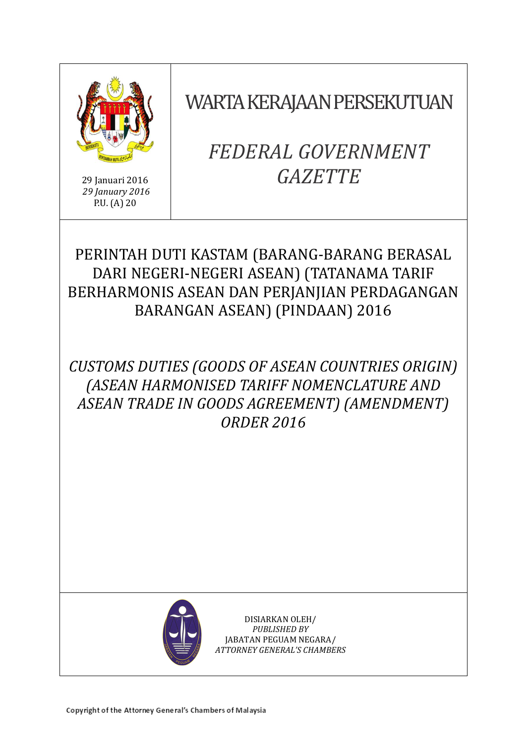29 Januari 2016
*29 January 2016*
P.U. (A) 20

# WARTA KERAJAAN PERSEKUTUAN

# *FEDERAL GOVERNMENT GAZETTE*

## PERINTAH DUTI KASTAM (BARANG-BARANG BERASAL DARI NEGERI-NEGERI ASEAN) (TATANAMA TARIF BERHARMONIS ASEAN DAN PERJANJIAN PERDAGANGAN BARANGAN ASEAN) (PINDAAN) 2016

## *CUSTOMS DUTIES (GOODS OF ASEAN COUNTRIES ORIGIN) (ASEAN HARMONISED TARIFF NOMENCLATURE AND ASEAN TRADE IN GOODS AGREEMENT) (AMENDMENT) ORDER 2016*

DISIARKAN OLEH/
*PUBLISHED BY*
JABATAN PEGUAM NEGARA/
*ATTORNEY GENERAL'S CHAMBERS*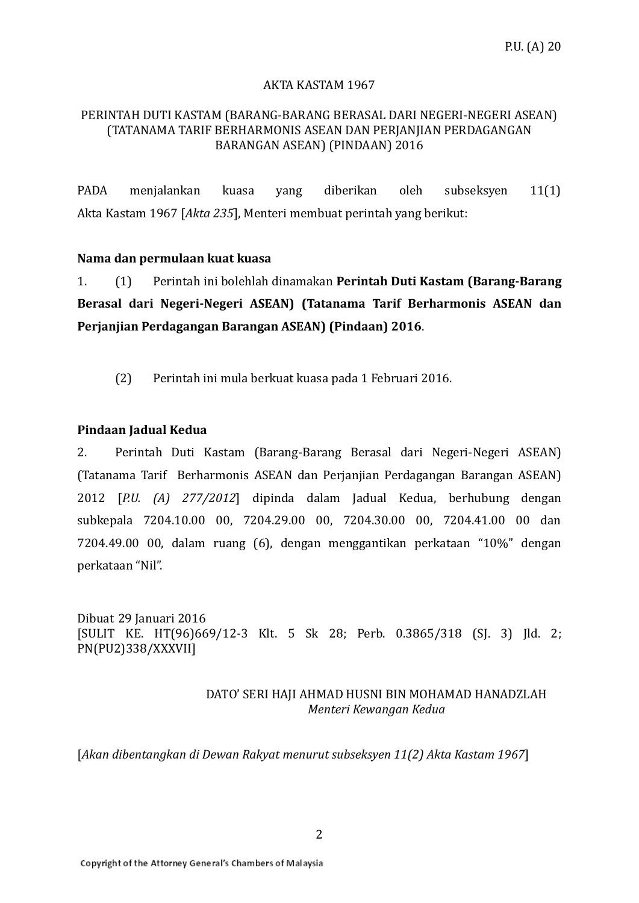P.U. (A) 20

AKTA KASTAM 1967

PERINTAH DUTI KASTAM (BARANG-BARANG BERASAL DARI NEGERI-NEGERI ASEAN) (TATANAMA TARIF BERHARMONIS ASEAN DAN PERJANJIAN PERDAGANGAN BARANGAN ASEAN) (PINDAAN) 2016

PADA menjalankan kuasa yang diberikan oleh subseksyen 11(1) Akta Kastam 1967 [*Akta 235*], Menteri membuat perintah yang berikut:

**Nama dan permulaan kuat kuasa**

1. (1) Perintah ini bolehlah dinamakan **Perintah Duti Kastam (Barang-Barang Berasal dari Negeri-Negeri ASEAN) (Tatanama Tarif Berharmonis ASEAN dan Perjanjian Perdagangan Barangan ASEAN) (Pindaan) 2016**.

(2) Perintah ini mula berkuat kuasa pada 1 Februari 2016.

**Pindaan Jadual Kedua**

2. Perintah Duti Kastam (Barang-Barang Berasal dari Negeri-Negeri ASEAN) (Tatanama Tarif Berharmonis ASEAN dan Perjanjian Perdagangan Barangan ASEAN) 2012 [*P.U. (A) 277/2012*] dipinda dalam Jadual Kedua, berhubung dengan subkepala 7204.10.00 00, 7204.29.00 00, 7204.30.00 00, 7204.41.00 00 dan 7204.49.00 00, dalam ruang (6), dengan menggantikan perkataan "10%" dengan perkataan "Nil".

Dibuat 29 Januari 2016
[SULIT KE. HT(96)669/12-3 Klt. 5 Sk 28; Perb. 0.3865/318 (SJ. 3) Jld. 2; PN(PU2)338/XXXVII]

DATO' SERI HAJI AHMAD HUSNI BIN MOHAMAD HANADZLAH
*Menteri Kewangan Kedua*

[*Akan dibentangkan di Dewan Rakyat menurut subseksyen 11(2) Akta Kastam 1967*]

Copyright of the Attorney General's Chambers of Malaysia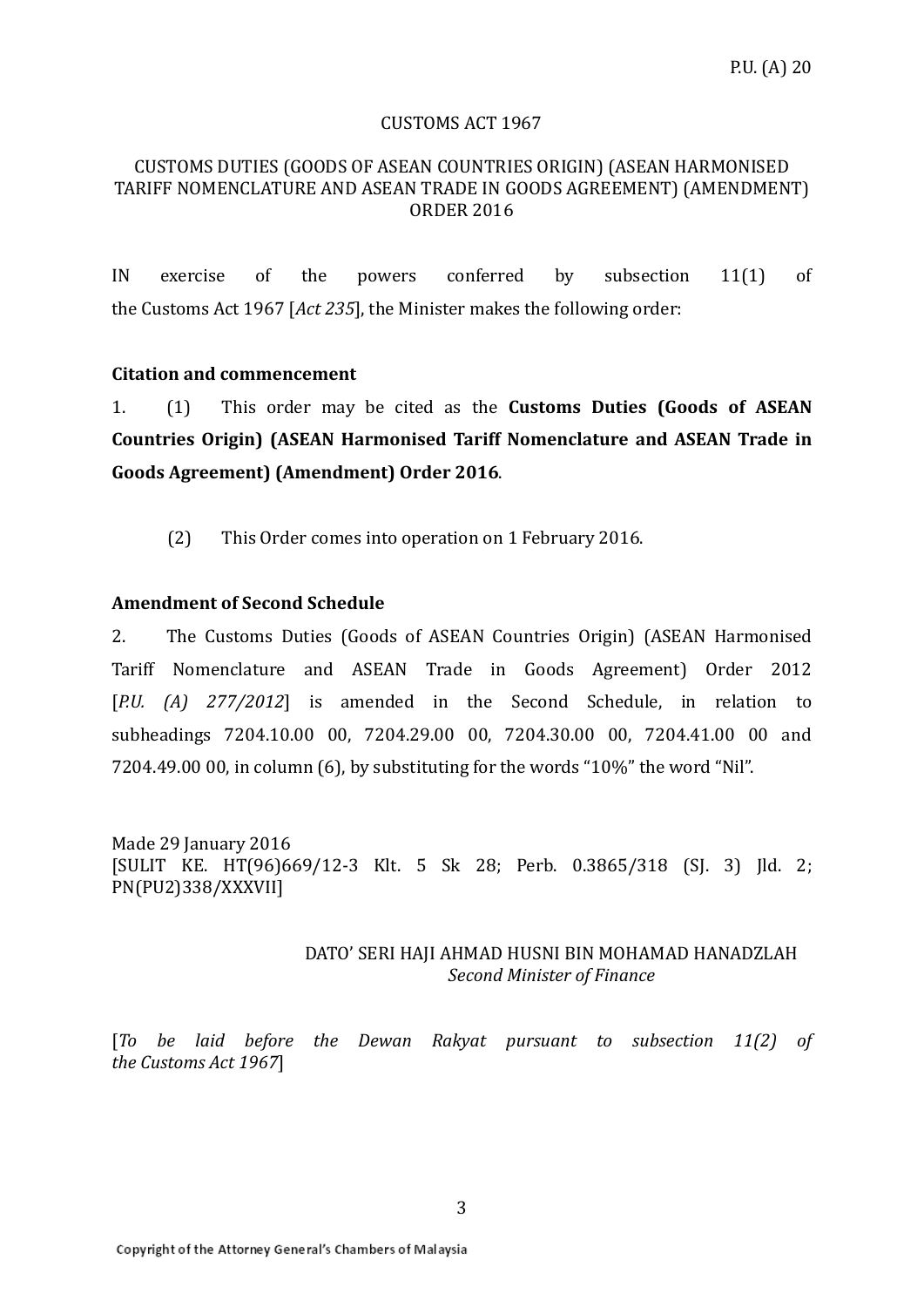P.U. (A) 20

CUSTOMS ACT 1967

CUSTOMS DUTIES (GOODS OF ASEAN COUNTRIES ORIGIN) (ASEAN HARMONISED TARIFF NOMENCLATURE AND ASEAN TRADE IN GOODS AGREEMENT) (AMENDMENT) ORDER 2016

IN exercise of the powers conferred by subsection 11(1) of the Customs Act 1967 [*Act 235*], the Minister makes the following order:

**Citation and commencement**

1. (1) This order may be cited as the **Customs Duties (Goods of ASEAN Countries Origin) (ASEAN Harmonised Tariff Nomenclature and ASEAN Trade in Goods Agreement) (Amendment) Order 2016**.

(2) This Order comes into operation on 1 February 2016.

**Amendment of Second Schedule**

2. The Customs Duties (Goods of ASEAN Countries Origin) (ASEAN Harmonised Tariff Nomenclature and ASEAN Trade in Goods Agreement) Order 2012 [*P.U. (A) 277/2012*] is amended in the Second Schedule, in relation to subheadings 7204.10.00 00, 7204.29.00 00, 7204.30.00 00, 7204.41.00 00 and 7204.49.00 00, in column (6), by substituting for the words "10%" the word "Nil".

Made 29 January 2016
[SULIT KE. HT(96)669/12-3 Klt. 5 Sk 28; Perb. 0.3865/318 (SJ. 3) Jld. 2; PN(PU2)338/XXXVII]

DATO' SERI HAJI AHMAD HUSNI BIN MOHAMAD HANADZLAH
*Second Minister of Finance*

[*To be laid before the Dewan Rakyat pursuant to subsection 11(2) of the Customs Act 1967*]

Copyright of the Attorney General's Chambers of Malaysia